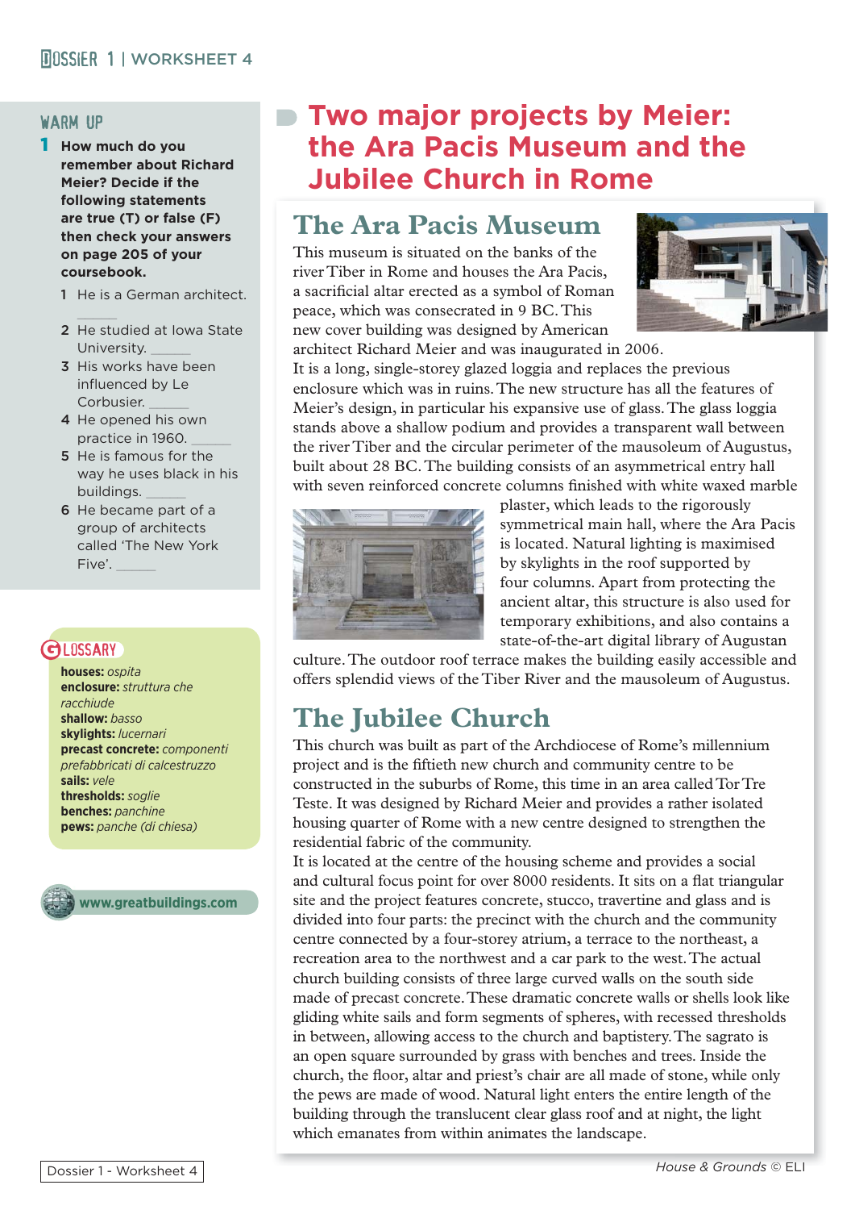# Two major projects by Meier: the Ara Pacis Museum and the Jubilee Church in Rome

## WARM UP

**1 How much do you remember about Richard Meier? Decide if the following statements are true (T) or false (F) then check your answers on page 205 of your coursebook.**

1. He is a German architect. ______
2. He studied at Iowa State University. ______
3. His works have been influenced by Le Corbusier. ______
4. He opened his own practice in 1960. ______
5. He is famous for the way he uses black in his buildings. ______
6. He became part of a group of architects called 'The New York Five'. ______

## GLOSSARY

**houses:** *ospita*
**enclosure:** *struttura che racchiude*
**shallow:** *basso*
**skylights:** *lucernari*
**precast concrete:** *componenti prefabbricati di calcestruzzo*
**sails:** *vele*
**thresholds:** *soglie*
**benches:** *panchine*
**pews:** *panche (di chiesa)*

www.greatbuildings.com

## The Ara Pacis Museum

This museum is situated on the banks of the river Tiber in Rome and houses the Ara Pacis, a sacrificial altar erected as a symbol of Roman peace, which was consecrated in 9 BC. This new cover building was designed by American architect Richard Meier and was inaugurated in 2006.

It is a long, single-storey glazed loggia and replaces the previous enclosure which was in ruins. The new structure has all the features of Meier's design, in particular his expansive use of glass. The glass loggia stands above a shallow podium and provides a transparent wall between the river Tiber and the circular perimeter of the mausoleum of Augustus, built about 28 BC. The building consists of an asymmetrical entry hall with seven reinforced concrete columns finished with white waxed marble plaster, which leads to the rigorously symmetrical main hall, where the Ara Pacis is located. Natural lighting is maximised by skylights in the roof supported by four columns. Apart from protecting the ancient altar, this structure is also used for temporary exhibitions, and also contains a state-of-the-art digital library of Augustan culture. The outdoor roof terrace makes the building easily accessible and offers splendid views of the Tiber River and the mausoleum of Augustus.

## The Jubilee Church

This church was built as part of the Archdiocese of Rome's millennium project and is the fiftieth new church and community centre to be constructed in the suburbs of Rome, this time in an area called Tor Tre Teste. It was designed by Richard Meier and provides a rather isolated housing quarter of Rome with a new centre designed to strengthen the residential fabric of the community.

It is located at the centre of the housing scheme and provides a social and cultural focus point for over 8000 residents. It sits on a flat triangular site and the project features concrete, stucco, travertine and glass and is divided into four parts: the precinct with the church and the community centre connected by a four-storey atrium, a terrace to the northeast, a recreation area to the northwest and a car park to the west. The actual church building consists of three large curved walls on the south side made of precast concrete. These dramatic concrete walls or shells look like gliding white sails and form segments of spheres, with recessed thresholds in between, allowing access to the church and baptistery. The sagrato is an open square surrounded by grass with benches and trees. Inside the church, the floor, altar and priest's chair are all made of stone, while only the pews are made of wood. Natural light enters the entire length of the building through the translucent clear glass roof and at night, the light which emanates from within animates the landscape.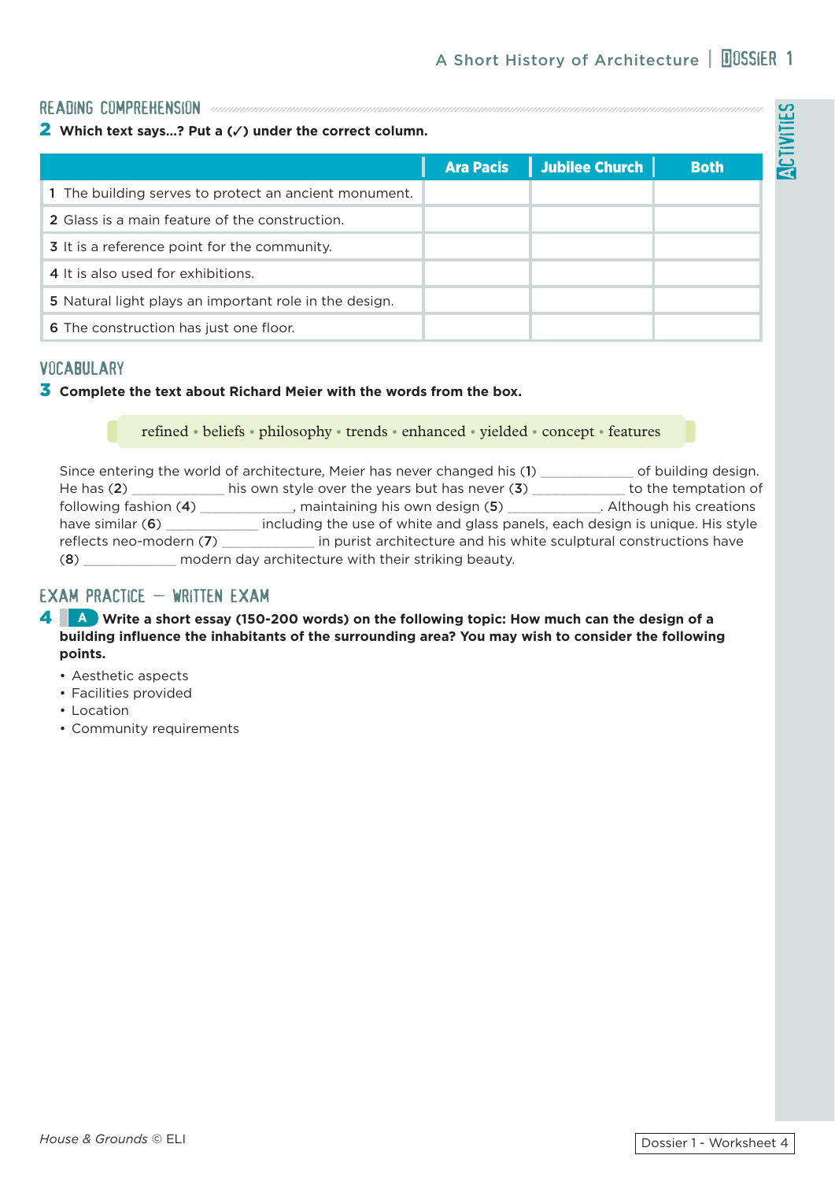## READING COMPREHENSION

**2** **Which text says...? Put a (✓) under the correct column.**

| | Ara Pacis | Jubilee Church | Both |
|---|---|---|---|
| 1 The building serves to protect an ancient monument. | | | |
| 2 Glass is a main feature of the construction. | | | |
| 3 It is a reference point for the community. | | | |
| 4 It is also used for exhibitions. | | | |
| 5 Natural light plays an important role in the design. | | | |
| 6 The construction has just one floor. | | | |

## VOCABULARY

**3** **Complete the text about Richard Meier with the words from the box.**

refined • beliefs • philosophy • trends • enhanced • yielded • concept • features

Since entering the world of architecture, Meier has never changed his (**1**) ____________ of building design. He has (**2**) ____________ his own style over the years but has never (**3**) ____________ to the temptation of following fashion (**4**) ____________, maintaining his own design (**5**) ____________. Although his creations have similar (**6**) ____________ including the use of white and glass panels, each design is unique. His style reflects neo-modern (**7**) ____________ in purist architecture and his white sculptural constructions have (**8**) ____________ modern day architecture with their striking beauty.

## EXAM PRACTICE – WRITTEN EXAM

**4** A **Write a short essay (150-200 words) on the following topic: How much can the design of a building influence the inhabitants of the surrounding area? You may wish to consider the following points.**

- Aesthetic aspects
- Facilities provided
- Location
- Community requirements